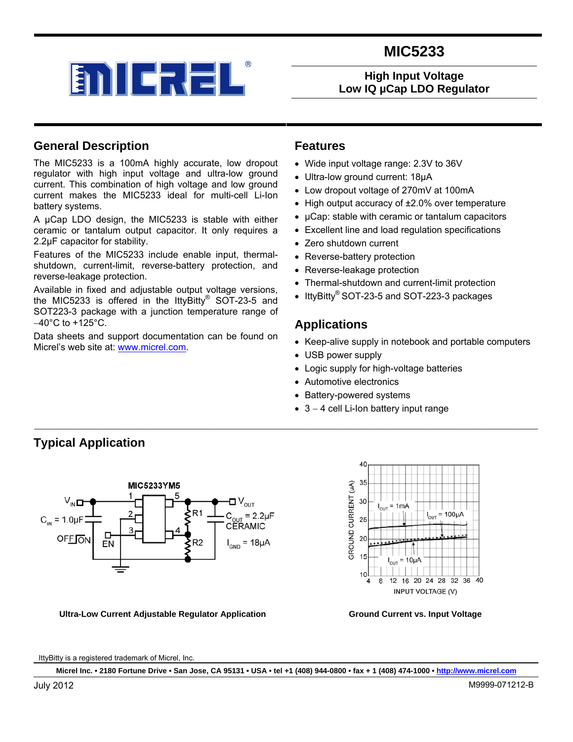# MIC5233

## High Input Voltage Low IQ µCap LDO Regulator

## General Description

The MIC5233 is a 100mA highly accurate, low dropout regulator with high input voltage and ultra-low ground current. This combination of high voltage and low ground current makes the MIC5233 ideal for multi-cell Li-Ion battery systems.

A µCap LDO design, the MIC5233 is stable with either ceramic or tantalum output capacitor. It only requires a 2.2µF capacitor for stability.

Features of the MIC5233 include enable input, thermal-shutdown, current-limit, reverse-battery protection, and reverse-leakage protection.

Available in fixed and adjustable output voltage versions, the MIC5233 is offered in the IttyBitty® SOT-23-5 and SOT223-3 package with a junction temperature range of –40°C to +125°C.

Data sheets and support documentation can be found on Micrel's web site at: www.micrel.com.

## Features

- Wide input voltage range: 2.3V to 36V
- Ultra-low ground current: 18µA
- Low dropout voltage of 270mV at 100mA
- High output accuracy of ±2.0% over temperature
- µCap: stable with ceramic or tantalum capacitors
- Excellent line and load regulation specifications
- Zero shutdown current
- Reverse-battery protection
- Reverse-leakage protection
- Thermal-shutdown and current-limit protection
- IttyBitty® SOT-23-5 and SOT-223-3 packages

## Applications

- Keep-alive supply in notebook and portable computers
- USB power supply
- Logic supply for high-voltage batteries
- Automotive electronics
- Battery-powered systems
- 3 – 4 cell Li-Ion battery input range

## Typical Application

MIC5233YM5

$V_{IN}$, $C_{IN}$ = 1.0µF, OFF ON, EN, 1, 2, 3, 4, 5, R1, R2, $V_{OUT}$, $C_{OUT}$ = 2.2µF CERAMIC, $I_{GND}$ = 18µA

**Ultra-Low Current Adjustable Regulator Application**

GROUND CURRENT (µA)

40, 35, 30, 25, 20, 15, 10

$I_{OUT}$ = 1mA

$I_{OUT}$ = 100µA

$I_{OUT}$ = 10µA

4, 8, 12, 16, 20, 24, 28, 32, 36, 40

INPUT VOLTAGE (V)

**Ground Current vs. Input Voltage**

IttyBitty is a registered trademark of Micrel, Inc.

Micrel Inc. • 2180 Fortune Drive • San Jose, CA 95131 • USA • tel +1 (408) 944-0800 • fax + 1 (408) 474-1000 • http://www.micrel.com

July 2012

M9999-071212-B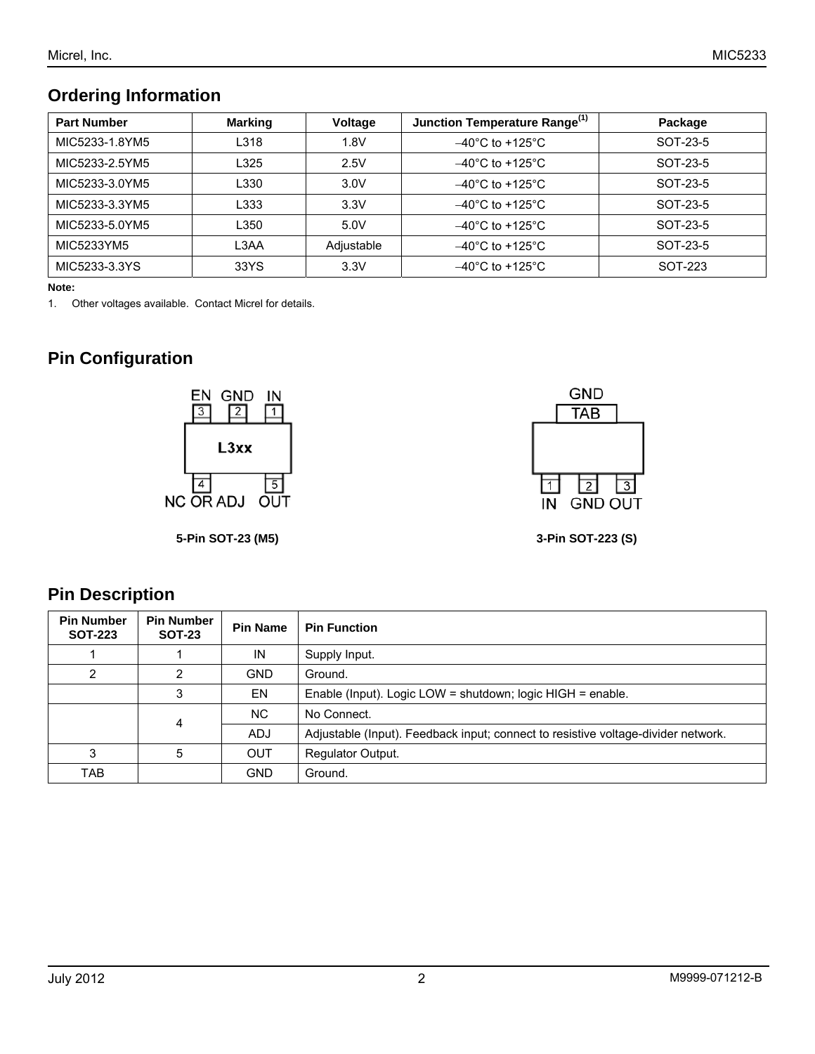## Ordering Information

| Part Number | Marking | Voltage | Junction Temperature Range[1] | Package |
|---|---|---|---|---|
| MIC5233-1.8YM5 | L318 | 1.8V | –40°C to +125°C | SOT-23-5 |
| MIC5233-2.5YM5 | L325 | 2.5V | –40°C to +125°C | SOT-23-5 |
| MIC5233-3.0YM5 | L330 | 3.0V | –40°C to +125°C | SOT-23-5 |
| MIC5233-3.3YM5 | L333 | 3.3V | –40°C to +125°C | SOT-23-5 |
| MIC5233-5.0YM5 | L350 | 5.0V | –40°C to +125°C | SOT-23-5 |
| MIC5233YM5 | L3AA | Adjustable | –40°C to +125°C | SOT-23-5 |
| MIC5233-3.3YS | 33YS | 3.3V | –40°C to +125°C | SOT-223 |

**Note:**

1. Other voltages available. Contact Micrel for details.

## Pin Configuration

EN GND IN
3 2 1
L3xx
4 5
NC OR ADJ OUT

5-Pin SOT-23 (M5)

GND
TAB
1 2 3
IN GND OUT

3-Pin SOT-223 (S)

## Pin Description

| Pin Number SOT-223 | Pin Number SOT-23 | Pin Name | Pin Function |
|---|---|---|---|
| 1 | 1 | IN | Supply Input. |
| 2 | 2 | GND | Ground. |
| | 3 | EN | Enable (Input). Logic LOW = shutdown; logic HIGH = enable. |
| | 4 | NC | No Connect. |
| | | ADJ | Adjustable (Input). Feedback input; connect to resistive voltage-divider network. |
| 3 | 5 | OUT | Regulator Output. |
| TAB | | GND | Ground. |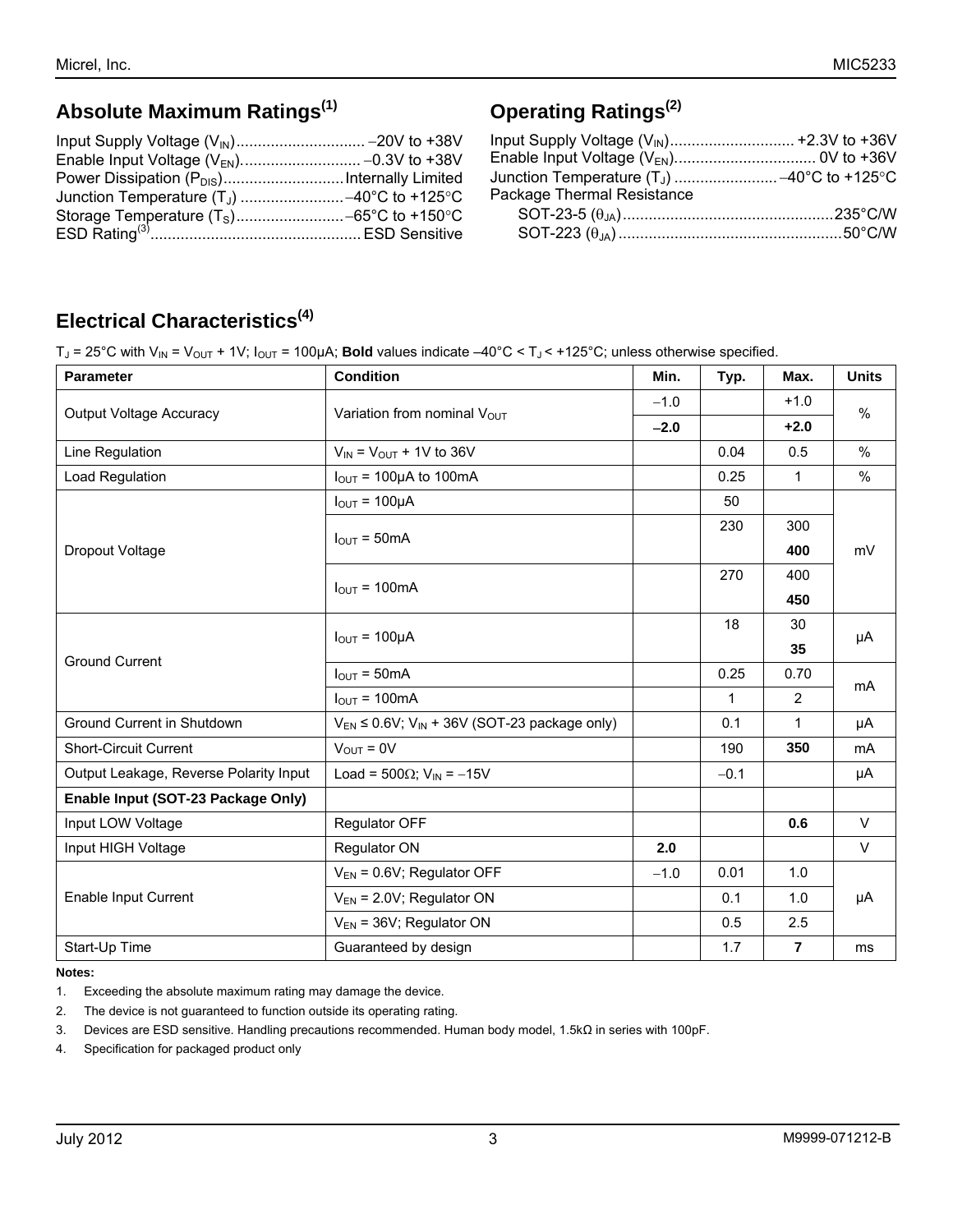## Absolute Maximum Ratings[1]

Input Supply Voltage ($V_{IN}$) .............................. −20V to +38V
Enable Input Voltage ($V_{EN}$) ........................... −0.3V to +38V
Power Dissipation ($P_{DIS}$) ............................ Internally Limited
Junction Temperature ($T_J$) ........................ −40°C to +125°C
Storage Temperature ($T_S$) ......................... −65°C to +150°C
ESD Rating[3] ................................................ ESD Sensitive

## Operating Ratings[2]

Input Supply Voltage ($V_{IN}$) ............................ +2.3V to +36V
Enable Input Voltage ($V_{EN}$) ................................ 0V to +36V
Junction Temperature ($T_J$) ........................ −40°C to +125°C
Package Thermal Resistance
SOT-23-5 ($\theta_{JA}$) ................................................ 235°C/W
SOT-223 ($\theta_{JA}$) .................................................. 50°C/W

## Electrical Characteristics[4]

$T_J$ = 25°C with $V_{IN}$ = $V_{OUT}$ + 1V; $I_{OUT}$ = 100µA; **Bold** values indicate –40°C < $T_J$ < +125°C; unless otherwise specified.

| Parameter | Condition | Min. | Typ. | Max. | Units |
|---|---|---|---|---|---|
| Output Voltage Accuracy | Variation from nominal $V_{OUT}$ | −1.0<br>**−2.0** | | +1.0<br>**+2.0** | % |
| Line Regulation | $V_{IN}$ = $V_{OUT}$ + 1V to 36V | | 0.04 | 0.5 | % |
| Load Regulation | $I_{OUT}$ = 100µA to 100mA | | 0.25 | 1 | % |
| Dropout Voltage | $I_{OUT}$ = 100µA | | 50 | | mV |
| | $I_{OUT}$ = 50mA | | 230 | 300<br>**400** | mV |
| | $I_{OUT}$ = 100mA | | 270 | 400<br>**450** | mV |
| Ground Current | $I_{OUT}$ = 100µA | | 18 | 30<br>**35** | µA |
| | $I_{OUT}$ = 50mA | | 0.25 | 0.70 | mA |
| | $I_{OUT}$ = 100mA | | 1 | 2 | mA |
| Ground Current in Shutdown | $V_{EN}$ ≤ 0.6V; $V_{IN}$ + 36V (SOT-23 package only) | | 0.1 | 1 | µA |
| Short-Circuit Current | $V_{OUT}$ = 0V | | 190 | **350** | mA |
| Output Leakage, Reverse Polarity Input | Load = 500Ω; $V_{IN}$ = −15V | | −0.1 | | µA |
| **Enable Input (SOT-23 Package Only)** | | | | | |
| Input LOW Voltage | Regulator OFF | | | **0.6** | V |
| Input HIGH Voltage | Regulator ON | **2.0** | | | V |
| Enable Input Current | $V_{EN}$ = 0.6V; Regulator OFF | −1.0 | 0.01 | 1.0 | µA |
| | $V_{EN}$ = 2.0V; Regulator ON | | 0.1 | 1.0 | µA |
| | $V_{EN}$ = 36V; Regulator ON | | 0.5 | 2.5 | µA |
| Start-Up Time | Guaranteed by design | | 1.7 | **7** | ms |

**Notes:**

1. Exceeding the absolute maximum rating may damage the device.
2. The device is not guaranteed to function outside its operating rating.
3. Devices are ESD sensitive. Handling precautions recommended. Human body model, 1.5kΩ in series with 100pF.
4. Specification for packaged product only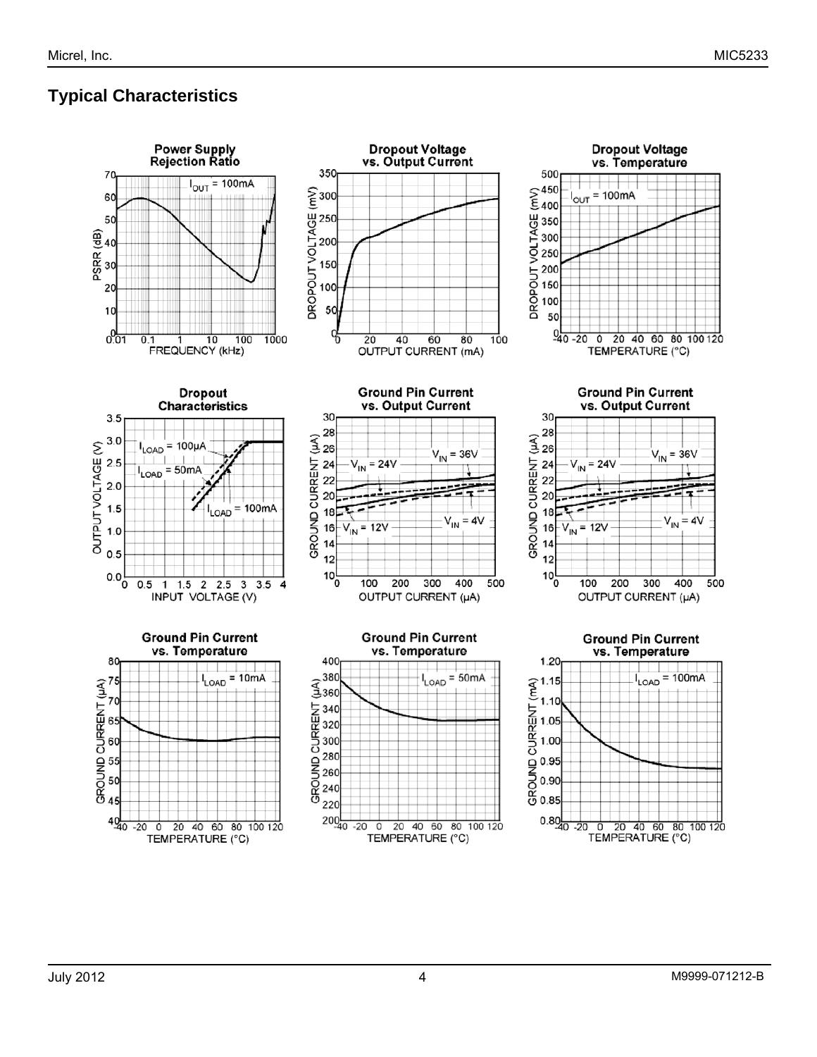## Typical Characteristics

Power Supply Rejection Ratio

$I_{OUT}$ = 100mA

PSRR (dB)

0 10 20 30 40 50 60 70

FREQUENCY (kHz)

0.01 0.1 1 10 100 1000

Dropout Voltage vs. Output Current

DROPOUT VOLTAGE (mV)

0 50 100 150 200 250 300 350

OUTPUT CURRENT (mA)

0 20 40 60 80 100

Dropout Voltage vs. Temperature

$I_{OUT}$ = 100mA

DROPOUT VOLTAGE (mV)

0 50 100 150 200 250 300 350 400 450 500

TEMPERATURE (°C)

-40 -20 0 20 40 60 80 100 120

Dropout Characteristics

$I_{LOAD}$ = 100µA

$I_{LOAD}$ = 50mA

$I_{LOAD}$ = 100mA

OUTPUT VOLTAGE (V)

0.0 0.5 1.0 1.5 2.0 2.5 3.0 3.5

INPUT VOLTAGE (V)

0 0.5 1 1.5 2 2.5 3 3.5 4

Ground Pin Current vs. Output Current

$V_{IN}$ = 24V

$V_{IN}$ = 36V

$V_{IN}$ = 12V

$V_{IN}$ = 4V

GROUND CURRENT (µA)

10 12 14 16 18 20 22 24 26 28 30

OUTPUT CURRENT (µA)

0 100 200 300 400 500

Ground Pin Current vs. Output Current

$V_{IN}$ = 24V

$V_{IN}$ = 36V

$V_{IN}$ = 12V

$V_{IN}$ = 4V

GROUND CURRENT (µA)

10 12 14 16 18 20 22 24 26 28 30

OUTPUT CURRENT (µA)

0 100 200 300 400 500

Ground Pin Current vs. Temperature

$I_{LOAD}$ = 10mA

GROUND CURRENT (µA)

40 45 50 55 60 65 70 75 80

TEMPERATURE (°C)

-40 -20 0 20 40 60 80 100 120

Ground Pin Current vs. Temperature

$I_{LOAD}$ = 50mA

GROUND CURRENT (µA)

200 220 240 260 280 300 320 340 360 380 400

TEMPERATURE (°C)

-40 -20 0 20 40 60 80 100 120

Ground Pin Current vs. Temperature

$I_{LOAD}$ = 100mA

GROUND CURRENT (mA)

0.80 0.85 0.90 0.95 1.00 1.05 1.10 1.15 1.20

TEMPERATURE (°C)

-40 -20 0 20 40 60 80 100 120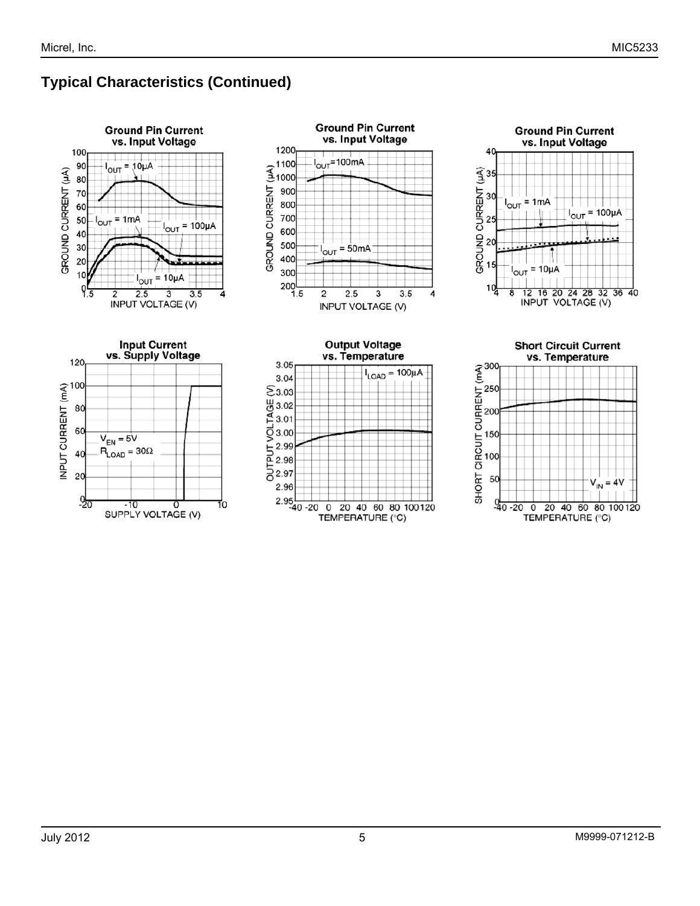## Typical Characteristics (Continued)

**Ground Pin Current vs. Input Voltage**

GROUND CURRENT (μA)

100
90
80
70
60
50
40
30
20
10
0

INPUT VOLTAGE (V)

1.5
2
2.5
3
3.5
4

$I_{OUT}$ = 10μA

$I_{OUT}$ = 1mA

$I_{OUT}$ = 100μA

$I_{OUT}$ = 10μA

**Ground Pin Current vs. Input Voltage**

GROUND CURRENT (μA)

1200
1100
1000
900
800
700
600
500
400
300
200

INPUT VOLTAGE (V)

1.5
2
2.5
3
3.5
4

$I_{OUT}$=100mA

$I_{OUT}$ = 50mA

**Ground Pin Current vs. Input Voltage**

GROUND CURRENT (μA)

40
35
30
25
20
15
10

INPUT VOLTAGE (V)

4
8
12
16
20
24
28
32
36
40

$I_{OUT}$ = 1mA

$I_{OUT}$ = 100μA

$I_{OUT}$ = 10μA

**Input Current vs. Supply Voltage**

INPUT CURRENT (mA)

120
100
80
60
40
20
0

SUPPLY VOLTAGE (V)

-20
-10
0
10

$V_{EN}$ = 5V

$R_{LOAD}$ = 30Ω

**Output Voltage vs. Temperature**

OUTPUT VOLTAGE (V)

3.05
3.04
3.03
3.02
3.01
3.00
2.99
2.98
2.97
2.96
2.95

TEMPERATURE (°C)

-40
-20
0
20
40
60
80
100
120

$I_{LOAD}$ = 100μA

**Short Circuit Current vs. Temperature**

SHORT CIRCUIT CURRENT (mA)

300
250
200
150
100
50
0

TEMPERATURE (°C)

-40
-20
0
20
40
60
80
100
120

$V_{IN}$ = 4V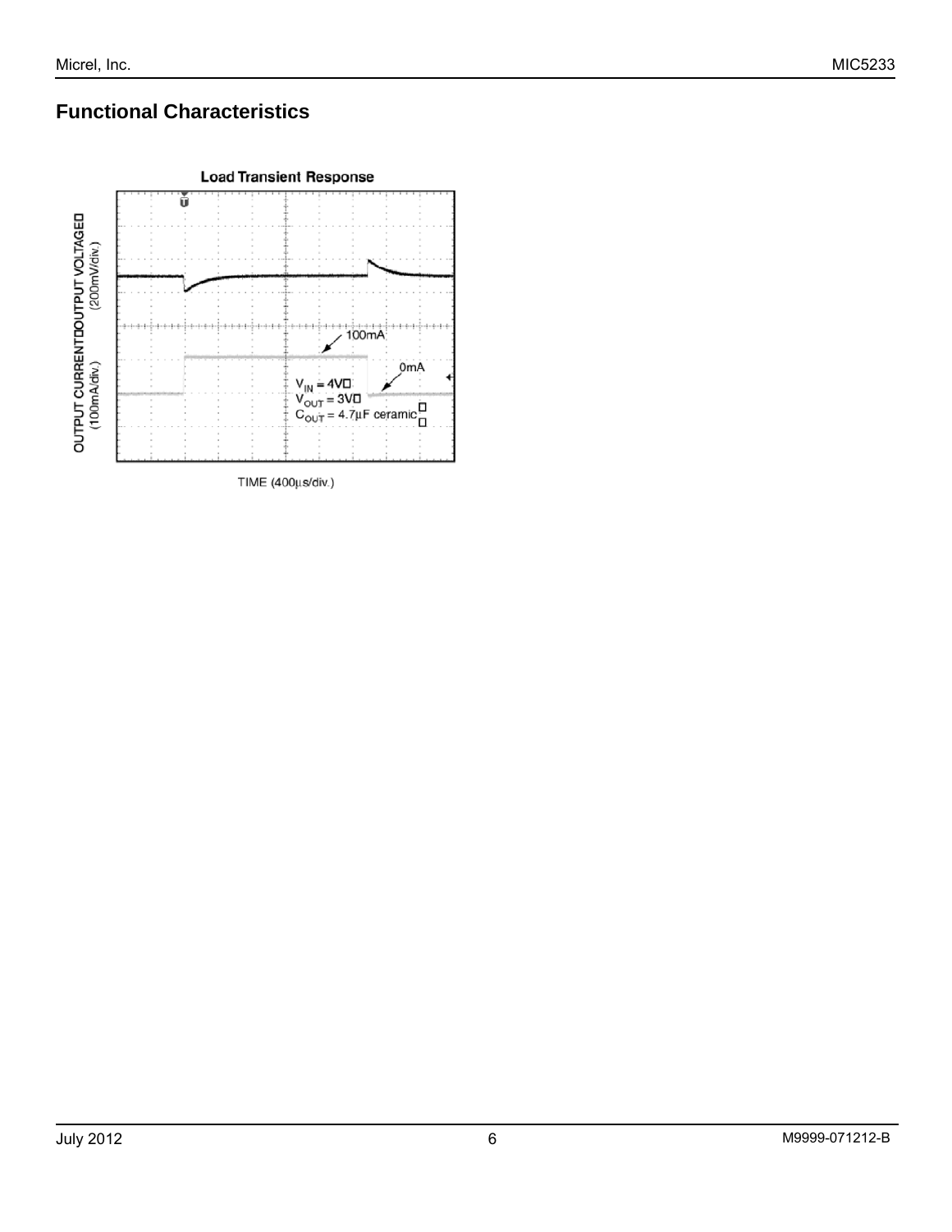## Functional Characteristics

**Load Transient Response**

OUTPUT VOLTAGE (200mV/div.)

OUTPUT CURRENT (100mA/div.)

100mA

0mA

$V_{IN}$ = 4V
$V_{OUT}$ = 3V
$C_{OUT}$ = 4.7µF ceramic

TIME (400µs/div.)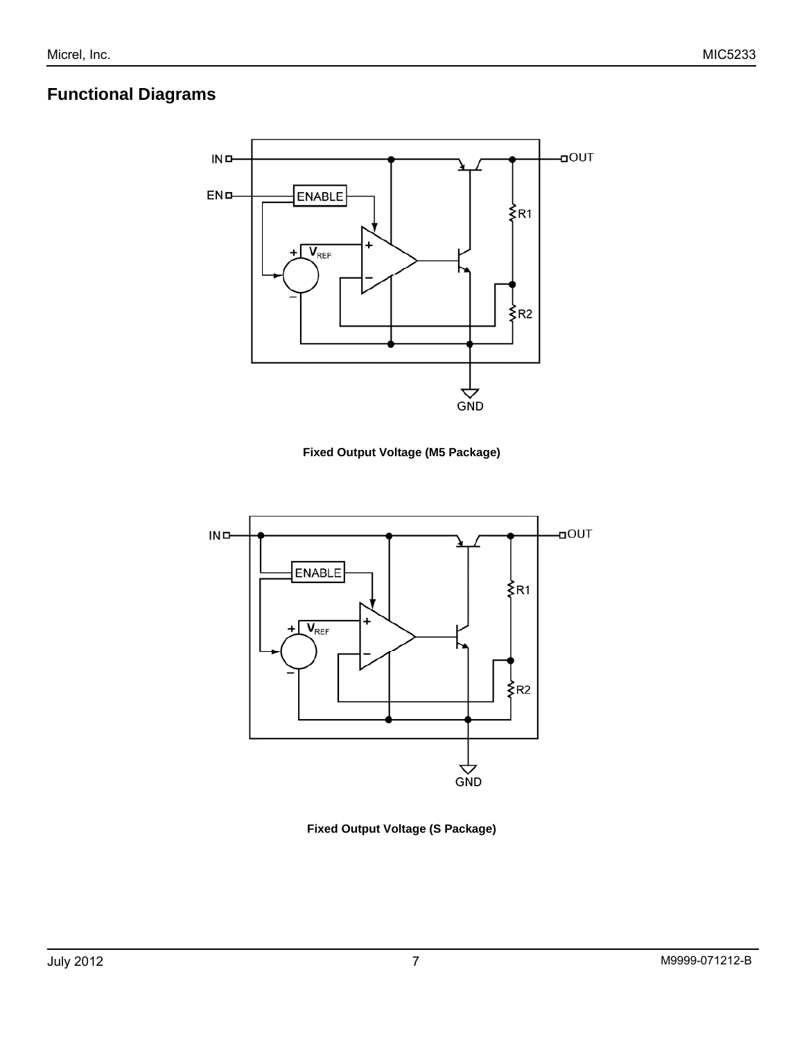## Functional Diagrams

IN
EN
ENABLE
$V_{REF}$
OUT
R1
R2
GND

**Fixed Output Voltage (M5 Package)**

IN
ENABLE
$V_{REF}$
OUT
R1
R2
GND

**Fixed Output Voltage (S Package)**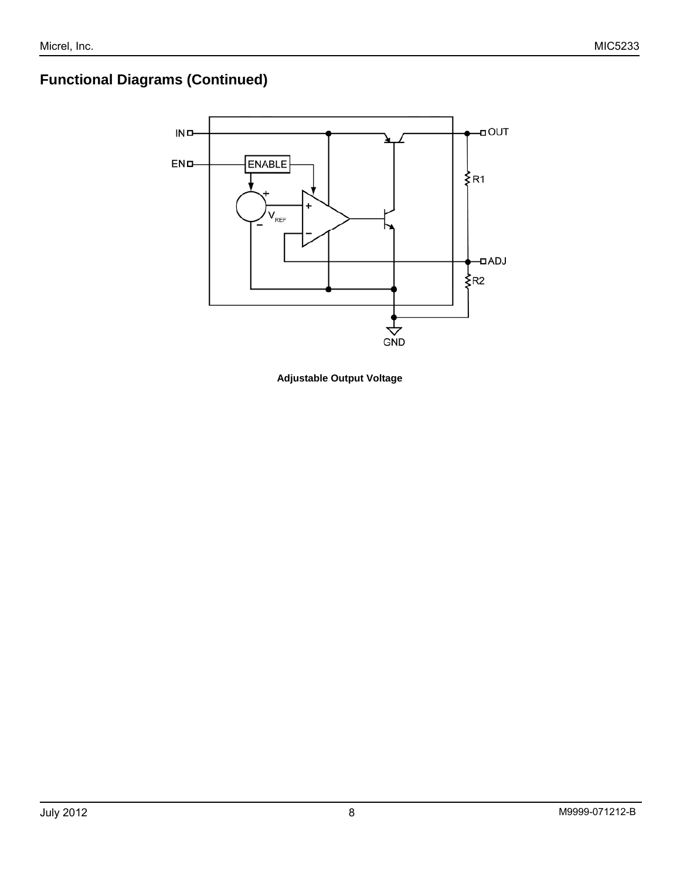## Functional Diagrams (Continued)

IN
EN
ENABLE
$V_{REF}$
OUT
R1
ADJ
R2
GND

**Adjustable Output Voltage**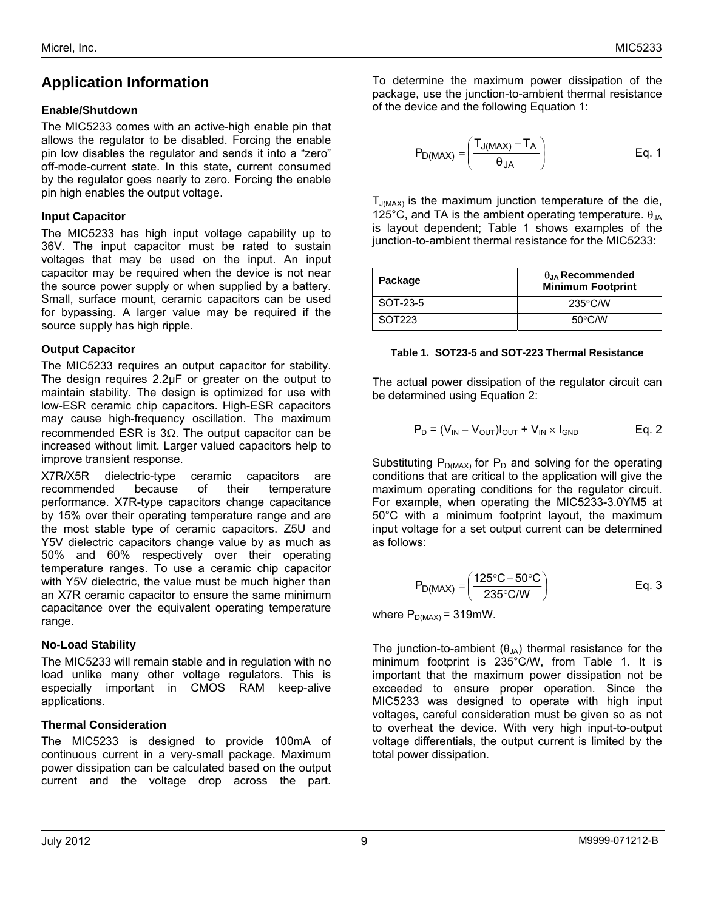## Application Information

### Enable/Shutdown

The MIC5233 comes with an active-high enable pin that allows the regulator to be disabled. Forcing the enable pin low disables the regulator and sends it into a "zero" off-mode-current state. In this state, current consumed by the regulator goes nearly to zero. Forcing the enable pin high enables the output voltage.

### Input Capacitor

The MIC5233 has high input voltage capability up to 36V. The input capacitor must be rated to sustain voltages that may be used on the input. An input capacitor may be required when the device is not near the source power supply or when supplied by a battery. Small, surface mount, ceramic capacitors can be used for bypassing. A larger value may be required if the source supply has high ripple.

### Output Capacitor

The MIC5233 requires an output capacitor for stability. The design requires 2.2µF or greater on the output to maintain stability. The design is optimized for use with low-ESR ceramic chip capacitors. High-ESR capacitors may cause high-frequency oscillation. The maximum recommended ESR is 3Ω. The output capacitor can be increased without limit. Larger valued capacitors help to improve transient response.

X7R/X5R dielectric-type ceramic capacitors are recommended because of their temperature performance. X7R-type capacitors change capacitance by 15% over their operating temperature range and are the most stable type of ceramic capacitors. Z5U and Y5V dielectric capacitors change value by as much as 50% and 60% respectively over their operating temperature ranges. To use a ceramic chip capacitor with Y5V dielectric, the value must be much higher than an X7R ceramic capacitor to ensure the same minimum capacitance over the equivalent operating temperature range.

### No-Load Stability

The MIC5233 will remain stable and in regulation with no load unlike many other voltage regulators. This is especially important in CMOS RAM keep-alive applications.

### Thermal Consideration

The MIC5233 is designed to provide 100mA of continuous current in a very-small package. Maximum power dissipation can be calculated based on the output current and the voltage drop across the part. To determine the maximum power dissipation of the package, use the junction-to-ambient thermal resistance of the device and the following Equation 1:

$$P_{D(MAX)} = \left( \frac{T_{J(MAX)} - T_A}{\theta_{JA}} \right) \qquad \text{Eq. 1}$$

$T_{J(MAX)}$ is the maximum junction temperature of the die, 125°C, and TA is the ambient operating temperature. $\theta_{JA}$ is layout dependent; Table 1 shows examples of the junction-to-ambient thermal resistance for the MIC5233:

| Package | $\theta_{JA}$ Recommended Minimum Footprint |
|---|---|
| SOT-23-5 | 235°C/W |
| SOT223 | 50°C/W |

**Table 1. SOT23-5 and SOT-223 Thermal Resistance**

The actual power dissipation of the regulator circuit can be determined using Equation 2:

$$P_D = (V_{IN} - V_{OUT})I_{OUT} + V_{IN} \times I_{GND} \qquad \text{Eq. 2}$$

Substituting $P_{D(MAX)}$ for $P_D$ and solving for the operating conditions that are critical to the application will give the maximum operating conditions for the regulator circuit. For example, when operating the MIC5233-3.0YM5 at 50°C with a minimum footprint layout, the maximum input voltage for a set output current can be determined as follows:

$$P_{D(MAX)} = \left( \frac{125°C - 50°C}{235°C/W} \right) \qquad \text{Eq. 3}$$

where $P_{D(MAX)}$ = 319mW.

The junction-to-ambient ($\theta_{JA}$) thermal resistance for the minimum footprint is 235°C/W, from Table 1. It is important that the maximum power dissipation not be exceeded to ensure proper operation. Since the MIC5233 was designed to operate with high input voltages, careful consideration must be given so as not to overheat the device. With very high input-to-output voltage differentials, the output current is limited by the total power dissipation.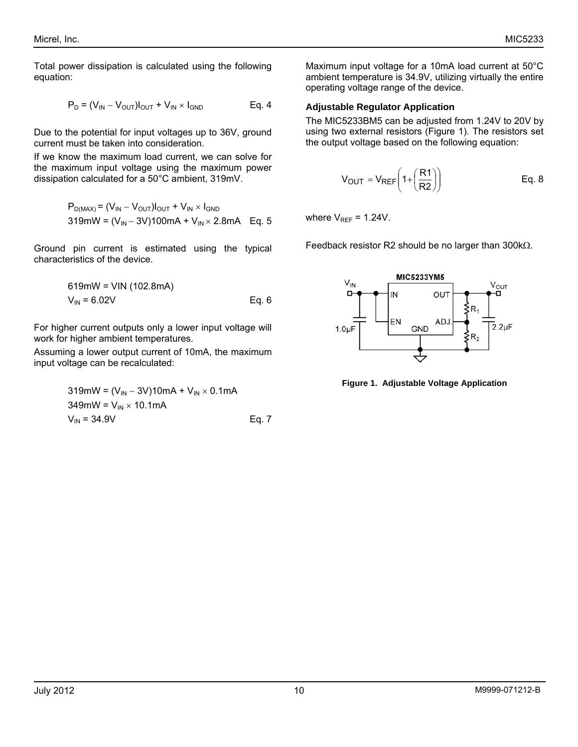Total power dissipation is calculated using the following equation:

$$P_D = (V_{IN} - V_{OUT})I_{OUT} + V_{IN} \times I_{GND} \qquad \text{Eq. 4}$$

Due to the potential for input voltages up to 36V, ground current must be taken into consideration.

If we know the maximum load current, we can solve for the maximum input voltage using the maximum power dissipation calculated for a 50°C ambient, 319mV.

$$P_{D(MAX)} = (V_{IN} - V_{OUT})I_{OUT} + V_{IN} \times I_{GND}$$

$$319\text{mW} = (V_{IN} - 3\text{V})100\text{mA} + V_{IN} \times 2.8\text{mA} \qquad \text{Eq. 5}$$

Ground pin current is estimated using the typical characteristics of the device.

$$619\text{mW} = \text{VIN}\ (102.8\text{mA})$$

$$V_{IN} = 6.02\text{V} \qquad \text{Eq. 6}$$

For higher current outputs only a lower input voltage will work for higher ambient temperatures.

Assuming a lower output current of 10mA, the maximum input voltage can be recalculated:

$$319\text{mW} = (V_{IN} - 3\text{V})10\text{mA} + V_{IN} \times 0.1\text{mA}$$

$$349\text{mW} = V_{IN} \times 10.1\text{mA}$$

$$V_{IN} = 34.9\text{V} \qquad \text{Eq. 7}$$

Maximum input voltage for a 10mA load current at 50°C ambient temperature is 34.9V, utilizing virtually the entire operating voltage range of the device.

### Adjustable Regulator Application

The MIC5233BM5 can be adjusted from 1.24V to 20V by using two external resistors (Figure 1). The resistors set the output voltage based on the following equation:

$$V_{OUT} = V_{REF}\left(1 + \left(\frac{R1}{R2}\right)\right) \qquad \text{Eq. 8}$$

where $V_{REF}$ = 1.24V.

Feedback resistor R2 should be no larger than 300kΩ.

MIC5233YM5

$V_{IN}$

$V_{OUT}$

IN

OUT

EN

ADJ.

GND

$R_1$

$R_2$

1.0µF

2.2µF

**Figure 1. Adjustable Voltage Application**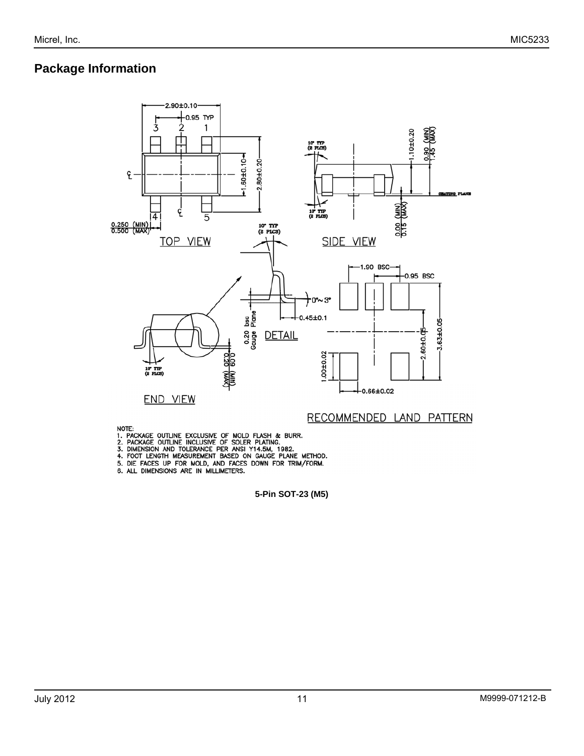## Package Information

2.90±0.10

0.95 TYP

3 2 1

1.60±0.10

2.80±0.20

4 5

0.250 (MIN)
0.500 (MAX)

TOP VIEW

10° TYP
(2 PLCS)

1.10±0.20

0.90 (MIN)
1.45 (MAX)

GRATING PLANE

10° TYP
(2 PLCS)

0.00 (MIN)
0.15 (MAX)

SIDE VIEW

10° TYP
(2 PLCS)

0°~3°

0.20 bsc
Gauge Plane

0.45±0.1

DETAIL

10° TYP
(2 PLCS)

0.20 (MAX)
0.09 (MIN)

END VIEW

1.90 BSC

0.95 BSC

2.60±0.05

3.63±0.05

1.00±0.02

0.66±0.02

RECOMMENDED LAND PATTERN

NOTE:
1. PACKAGE OUTLINE EXCLUSIVE OF MOLD FLASH & BURR.
2. PACKAGE OUTLINE INCLUSIVE OF SOLER PLATING.
3. DIMENSION AND TOLERANCE PER ANSI Y14.5M, 1982.
4. FOOT LENGTH MEASUREMENT BASED ON GAUGE PLANE METHOD.
5. DIE FACES UP FOR MOLD, AND FACES DOWN FOR TRIM/FORM.
6. ALL DIMENSIONS ARE IN MILLIMETERS.

**5-Pin SOT-23 (M5)**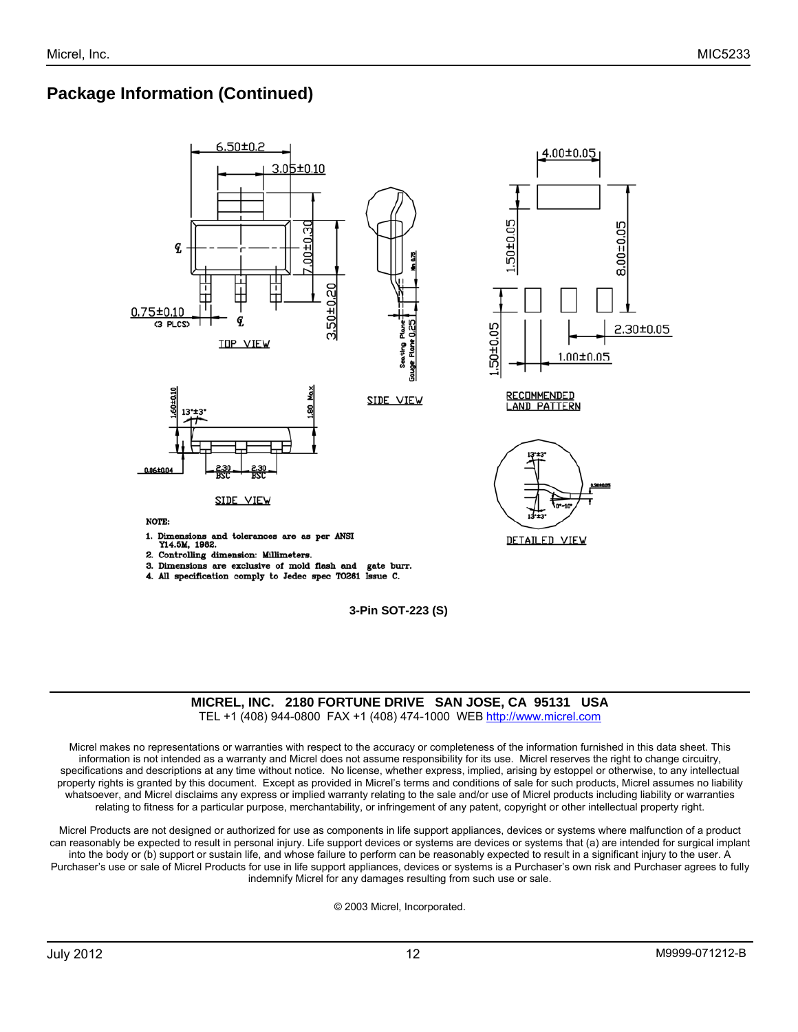## Package Information (Continued)

6.50±0.2
3.05±0.10
7.00±0.30
3.50±0.20
0.75±0.10
(3 PLCS)
TOP VIEW

Min 0.75
Seating Plane
Gauge Plane 0.25
SIDE VIEW

4.00±0.05
1.50±0.05
8.00±0.05
2.30±0.05
1.50±0.05
1.00±0.05
RECOMMENDED LAND PATTERN

1.60±0.10
13°±3°
1.80 Max
0.06±0.04
2.30 BSC
2.30 BSC
SIDE VIEW

13°±3°
0.30±0.05
0°-10°
13°±3°
DETAILED VIEW

NOTE:

1. Dimensions and tolerances are as per ANSI Y14.5M, 1982.
2. Controlling dimension: Millimeters.
3. Dimensions are exclusive of mold flash and gate burr.
4. All specification comply to Jedec spec TO261 Issue C.

**3-Pin SOT-223 (S)**

**MICREL, INC. 2180 FORTUNE DRIVE SAN JOSE, CA 95131 USA**

TEL +1 (408) 944-0800 FAX +1 (408) 474-1000 WEB http://www.micrel.com

Micrel makes no representations or warranties with respect to the accuracy or completeness of the information furnished in this data sheet. This information is not intended as a warranty and Micrel does not assume responsibility for its use. Micrel reserves the right to change circuitry, specifications and descriptions at any time without notice. No license, whether express, implied, arising by estoppel or otherwise, to any intellectual property rights is granted by this document. Except as provided in Micrel's terms and conditions of sale for such products, Micrel assumes no liability whatsoever, and Micrel disclaims any express or implied warranty relating to the sale and/or use of Micrel products including liability or warranties relating to fitness for a particular purpose, merchantability, or infringement of any patent, copyright or other intellectual property right.

Micrel Products are not designed or authorized for use as components in life support appliances, devices or systems where malfunction of a product can reasonably be expected to result in personal injury. Life support devices or systems are devices or systems that (a) are intended for surgical implant into the body or (b) support or sustain life, and whose failure to perform can be reasonably expected to result in a significant injury to the user. A Purchaser's use or sale of Micrel Products for use in life support appliances, devices or systems is a Purchaser's own risk and Purchaser agrees to fully indemnify Micrel for any damages resulting from such use or sale.

© 2003 Micrel, Incorporated.